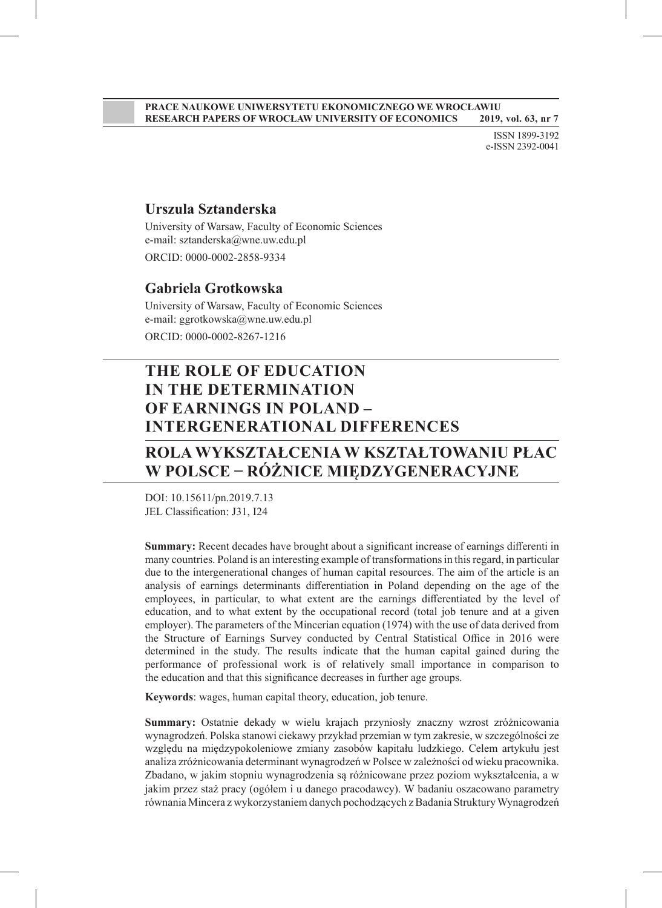**PRACE NAUKOWE UNIWERSYTETU EKONOMICZNEGO WE WROCŁAWIU**
**RESEARCH PAPERS OF WROCŁAW UNIVERSITY OF ECONOMICS 2019, vol. 63, nr 7**

ISSN 1899-3192
e-ISSN 2392-0041

## Urszula Sztanderska

University of Warsaw, Faculty of Economic Sciences
e-mail: sztanderska@wne.uw.edu.pl
ORCID: 0000-0002-2858-9334

## Gabriela Grotkowska

University of Warsaw, Faculty of Economic Sciences
e-mail: ggrotkowska@wne.uw.edu.pl
ORCID: 0000-0002-8267-1216

# THE ROLE OF EDUCATION IN THE DETERMINATION OF EARNINGS IN POLAND – INTERGENERATIONAL DIFFERENCES

# ROLA WYKSZTAŁCENIA W KSZTAŁTOWANIU PŁAC W POLSCE − RÓŻNICE MIĘDZYGENERACYJNE

DOI: 10.15611/pn.2019.7.13
JEL Classification: J31, I24

**Summary:** Recent decades have brought about a significant increase of earnings differenti in many countries. Poland is an interesting example of transformations in this regard, in particular due to the intergenerational changes of human capital resources. The aim of the article is an analysis of earnings determinants differentiation in Poland depending on the age of the employees, in particular, to what extent are the earnings differentiated by the level of education, and to what extent by the occupational record (total job tenure and at a given employer). The parameters of the Mincerian equation (1974) with the use of data derived from the Structure of Earnings Survey conducted by Central Statistical Office in 2016 were determined in the study. The results indicate that the human capital gained during the performance of professional work is of relatively small importance in comparison to the education and that this significance decreases in further age groups.

**Keywords**: wages, human capital theory, education, job tenure.

**Summary:** Ostatnie dekady w wielu krajach przyniosły znaczny wzrost zróżnicowania wynagrodzeń. Polska stanowi ciekawy przykład przemian w tym zakresie, w szczególności ze względu na międzypokoleniowe zmiany zasobów kapitału ludzkiego. Celem artykułu jest analiza zróżnicowania determinant wynagrodzeń w Polsce w zależności od wieku pracownika. Zbadano, w jakim stopniu wynagrodzenia są różnicowane przez poziom wykształcenia, a w jakim przez staż pracy (ogółem i u danego pracodawcy). W badaniu oszacowano parametry równania Mincera z wykorzystaniem danych pochodzących z Badania Struktury Wynagrodzeń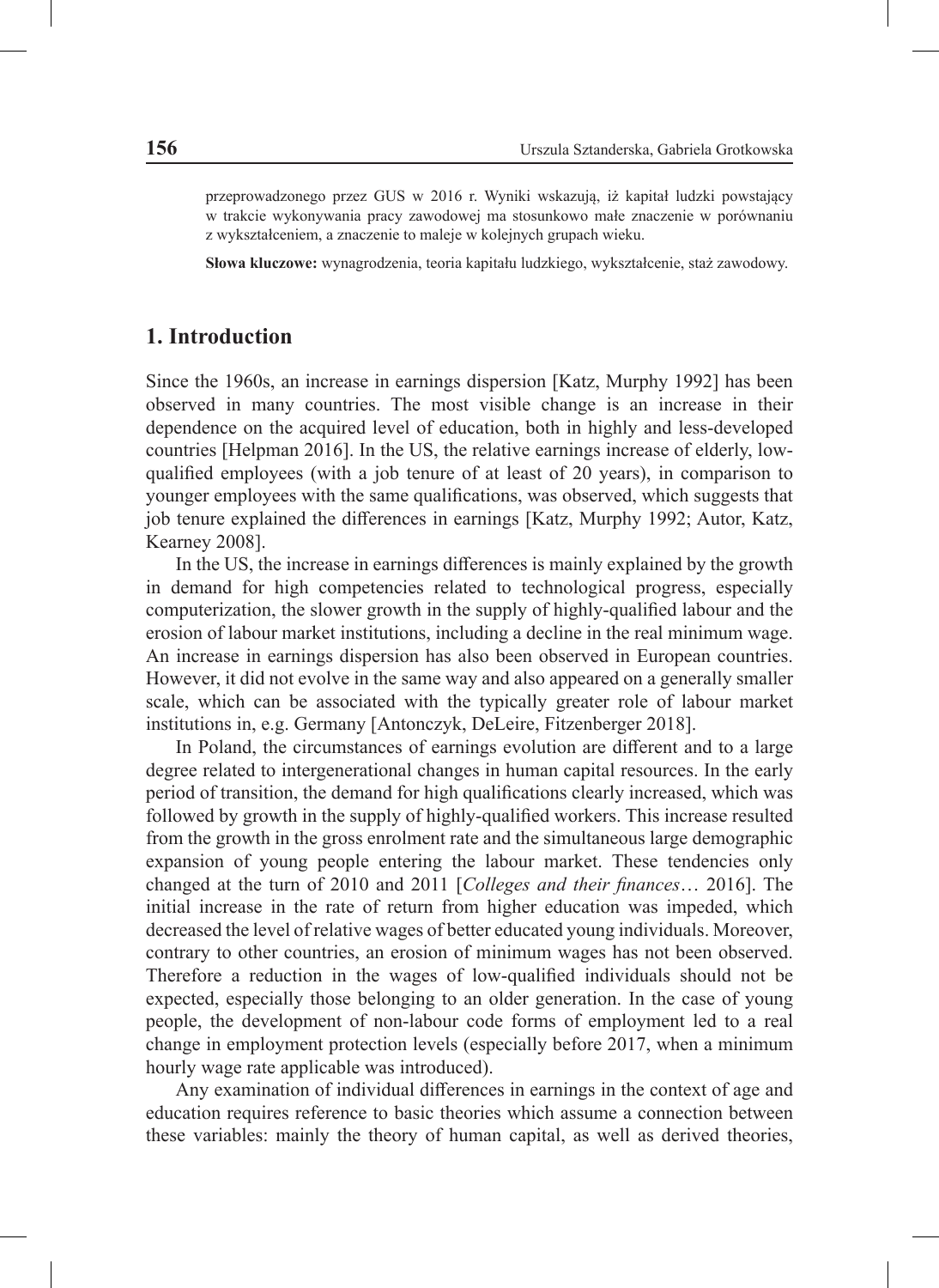przeprowadzonego przez GUS w 2016 r. Wyniki wskazują, iż kapitał ludzki powstający w trakcie wykonywania pracy zawodowej ma stosunkowo małe znaczenie w porównaniu z wykształceniem, a znaczenie to maleje w kolejnych grupach wieku.

**Słowa kluczowe:** wynagrodzenia, teoria kapitału ludzkiego, wykształcenie, staż zawodowy.

## 1. Introduction

Since the 1960s, an increase in earnings dispersion [Katz, Murphy 1992] has been observed in many countries. The most visible change is an increase in their dependence on the acquired level of education, both in highly and less-developed countries [Helpman 2016]. In the US, the relative earnings increase of elderly, low-qualified employees (with a job tenure of at least of 20 years), in comparison to younger employees with the same qualifications, was observed, which suggests that job tenure explained the differences in earnings [Katz, Murphy 1992; Autor, Katz, Kearney 2008].

In the US, the increase in earnings differences is mainly explained by the growth in demand for high competencies related to technological progress, especially computerization, the slower growth in the supply of highly-qualified labour and the erosion of labour market institutions, including a decline in the real minimum wage. An increase in earnings dispersion has also been observed in European countries. However, it did not evolve in the same way and also appeared on a generally smaller scale, which can be associated with the typically greater role of labour market institutions in, e.g. Germany [Antonczyk, DeLeire, Fitzenberger 2018].

In Poland, the circumstances of earnings evolution are different and to a large degree related to intergenerational changes in human capital resources. In the early period of transition, the demand for high qualifications clearly increased, which was followed by growth in the supply of highly-qualified workers. This increase resulted from the growth in the gross enrolment rate and the simultaneous large demographic expansion of young people entering the labour market. These tendencies only changed at the turn of 2010 and 2011 [*Colleges and their finances*… 2016]. The initial increase in the rate of return from higher education was impeded, which decreased the level of relative wages of better educated young individuals. Moreover, contrary to other countries, an erosion of minimum wages has not been observed. Therefore a reduction in the wages of low-qualified individuals should not be expected, especially those belonging to an older generation. In the case of young people, the development of non-labour code forms of employment led to a real change in employment protection levels (especially before 2017, when a minimum hourly wage rate applicable was introduced).

Any examination of individual differences in earnings in the context of age and education requires reference to basic theories which assume a connection between these variables: mainly the theory of human capital, as well as derived theories,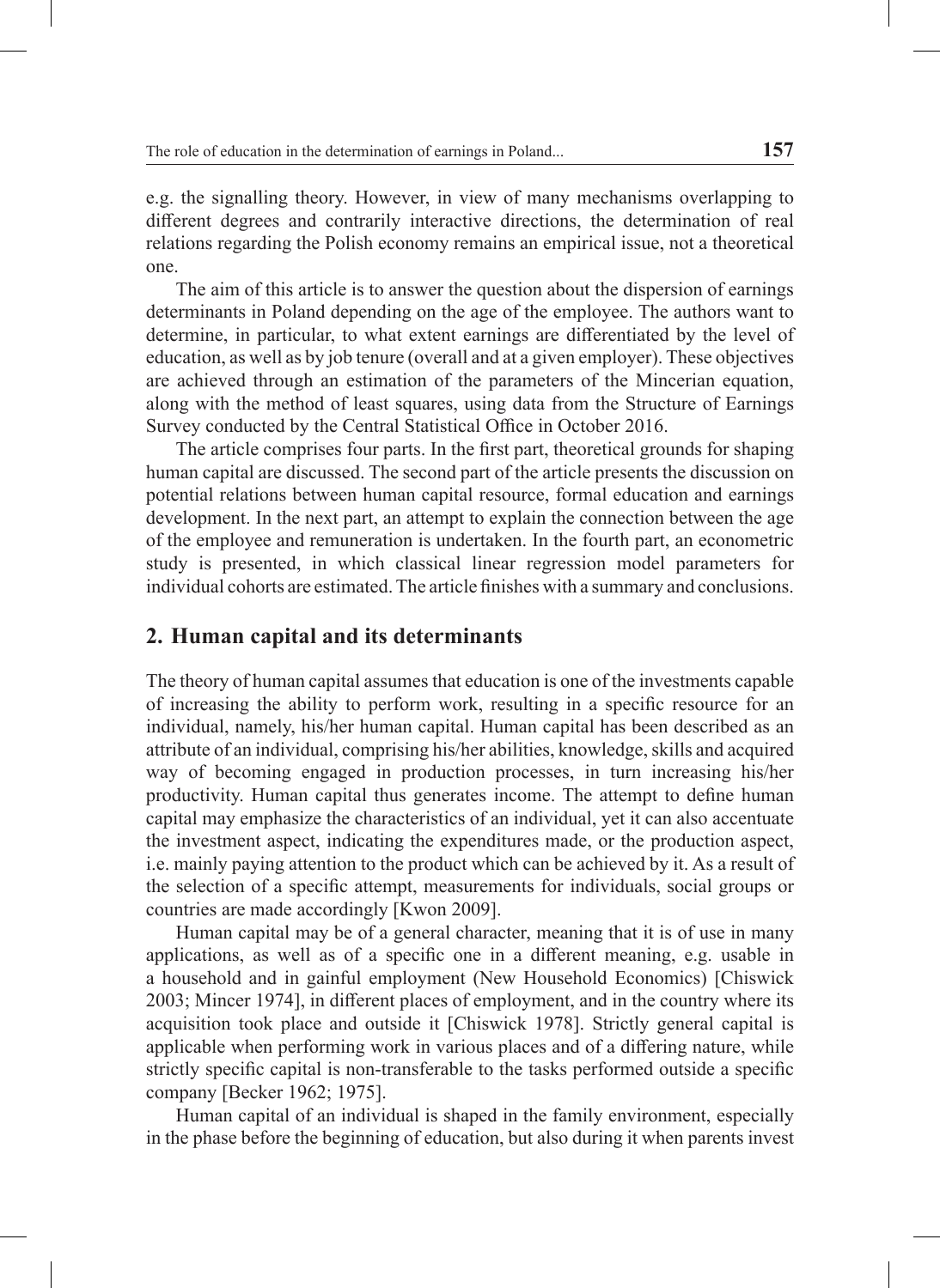e.g. the signalling theory. However, in view of many mechanisms overlapping to different degrees and contrarily interactive directions, the determination of real relations regarding the Polish economy remains an empirical issue, not a theoretical one.

The aim of this article is to answer the question about the dispersion of earnings determinants in Poland depending on the age of the employee. The authors want to determine, in particular, to what extent earnings are differentiated by the level of education, as well as by job tenure (overall and at a given employer). These objectives are achieved through an estimation of the parameters of the Mincerian equation, along with the method of least squares, using data from the Structure of Earnings Survey conducted by the Central Statistical Office in October 2016.

The article comprises four parts. In the first part, theoretical grounds for shaping human capital are discussed. The second part of the article presents the discussion on potential relations between human capital resource, formal education and earnings development. In the next part, an attempt to explain the connection between the age of the employee and remuneration is undertaken. In the fourth part, an econometric study is presented, in which classical linear regression model parameters for individual cohorts are estimated. The article finishes with a summary and conclusions.

## 2. Human capital and its determinants

The theory of human capital assumes that education is one of the investments capable of increasing the ability to perform work, resulting in a specific resource for an individual, namely, his/her human capital. Human capital has been described as an attribute of an individual, comprising his/her abilities, knowledge, skills and acquired way of becoming engaged in production processes, in turn increasing his/her productivity. Human capital thus generates income. The attempt to define human capital may emphasize the characteristics of an individual, yet it can also accentuate the investment aspect, indicating the expenditures made, or the production aspect, i.e. mainly paying attention to the product which can be achieved by it. As a result of the selection of a specific attempt, measurements for individuals, social groups or countries are made accordingly [Kwon 2009].

Human capital may be of a general character, meaning that it is of use in many applications, as well as of a specific one in a different meaning, e.g. usable in a household and in gainful employment (New Household Economics) [Chiswick 2003; Mincer 1974], in different places of employment, and in the country where its acquisition took place and outside it [Chiswick 1978]. Strictly general capital is applicable when performing work in various places and of a differing nature, while strictly specific capital is non-transferable to the tasks performed outside a specific company [Becker 1962; 1975].

Human capital of an individual is shaped in the family environment, especially in the phase before the beginning of education, but also during it when parents invest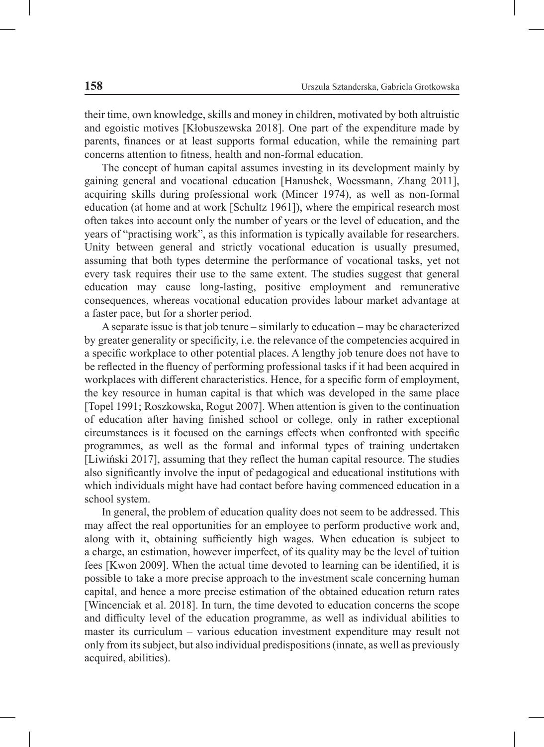their time, own knowledge, skills and money in children, motivated by both altruistic and egoistic motives [Kłobuszewska 2018]. One part of the expenditure made by parents, finances or at least supports formal education, while the remaining part concerns attention to fitness, health and non-formal education.

The concept of human capital assumes investing in its development mainly by gaining general and vocational education [Hanushek, Woessmann, Zhang 2011], acquiring skills during professional work (Mincer 1974), as well as non-formal education (at home and at work [Schultz 1961]), where the empirical research most often takes into account only the number of years or the level of education, and the years of "practising work", as this information is typically available for researchers. Unity between general and strictly vocational education is usually presumed, assuming that both types determine the performance of vocational tasks, yet not every task requires their use to the same extent. The studies suggest that general education may cause long-lasting, positive employment and remunerative consequences, whereas vocational education provides labour market advantage at a faster pace, but for a shorter period.

A separate issue is that job tenure – similarly to education – may be characterized by greater generality or specificity, i.e. the relevance of the competencies acquired in a specific workplace to other potential places. A lengthy job tenure does not have to be reflected in the fluency of performing professional tasks if it had been acquired in workplaces with different characteristics. Hence, for a specific form of employment, the key resource in human capital is that which was developed in the same place [Topel 1991; Roszkowska, Rogut 2007]. When attention is given to the continuation of education after having finished school or college, only in rather exceptional circumstances is it focused on the earnings effects when confronted with specific programmes, as well as the formal and informal types of training undertaken [Liwiński 2017], assuming that they reflect the human capital resource. The studies also significantly involve the input of pedagogical and educational institutions with which individuals might have had contact before having commenced education in a school system.

In general, the problem of education quality does not seem to be addressed. This may affect the real opportunities for an employee to perform productive work and, along with it, obtaining sufficiently high wages. When education is subject to a charge, an estimation, however imperfect, of its quality may be the level of tuition fees [Kwon 2009]. When the actual time devoted to learning can be identified, it is possible to take a more precise approach to the investment scale concerning human capital, and hence a more precise estimation of the obtained education return rates [Wincenciak et al. 2018]. In turn, the time devoted to education concerns the scope and difficulty level of the education programme, as well as individual abilities to master its curriculum – various education investment expenditure may result not only from its subject, but also individual predispositions (innate, as well as previously acquired, abilities).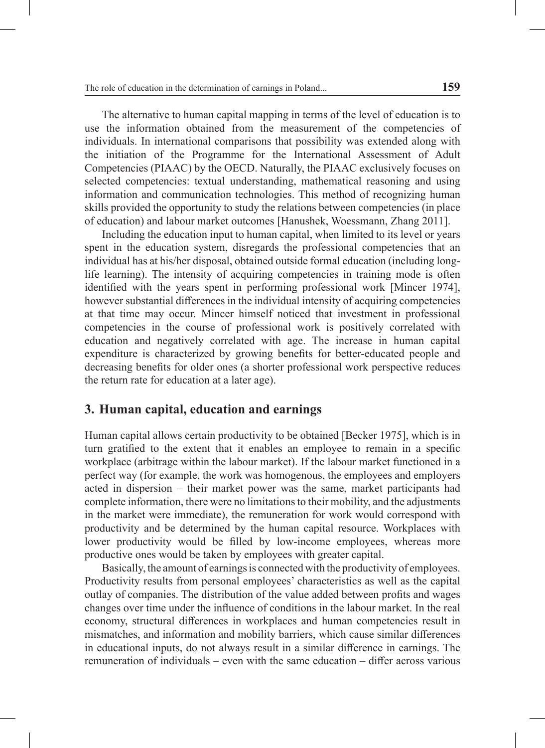The alternative to human capital mapping in terms of the level of education is to use the information obtained from the measurement of the competencies of individuals. In international comparisons that possibility was extended along with the initiation of the Programme for the International Assessment of Adult Competencies (PIAAC) by the OECD. Naturally, the PIAAC exclusively focuses on selected competencies: textual understanding, mathematical reasoning and using information and communication technologies. This method of recognizing human skills provided the opportunity to study the relations between competencies (in place of education) and labour market outcomes [Hanushek, Woessmann, Zhang 2011].

Including the education input to human capital, when limited to its level or years spent in the education system, disregards the professional competencies that an individual has at his/her disposal, obtained outside formal education (including long-life learning). The intensity of acquiring competencies in training mode is often identified with the years spent in performing professional work [Mincer 1974], however substantial differences in the individual intensity of acquiring competencies at that time may occur. Mincer himself noticed that investment in professional competencies in the course of professional work is positively correlated with education and negatively correlated with age. The increase in human capital expenditure is characterized by growing benefits for better-educated people and decreasing benefits for older ones (a shorter professional work perspective reduces the return rate for education at a later age).

## 3. Human capital, education and earnings

Human capital allows certain productivity to be obtained [Becker 1975], which is in turn gratified to the extent that it enables an employee to remain in a specific workplace (arbitrage within the labour market). If the labour market functioned in a perfect way (for example, the work was homogenous, the employees and employers acted in dispersion – their market power was the same, market participants had complete information, there were no limitations to their mobility, and the adjustments in the market were immediate), the remuneration for work would correspond with productivity and be determined by the human capital resource. Workplaces with lower productivity would be filled by low-income employees, whereas more productive ones would be taken by employees with greater capital.

Basically, the amount of earnings is connected with the productivity of employees. Productivity results from personal employees' characteristics as well as the capital outlay of companies. The distribution of the value added between profits and wages changes over time under the influence of conditions in the labour market. In the real economy, structural differences in workplaces and human competencies result in mismatches, and information and mobility barriers, which cause similar differences in educational inputs, do not always result in a similar difference in earnings. The remuneration of individuals – even with the same education – differ across various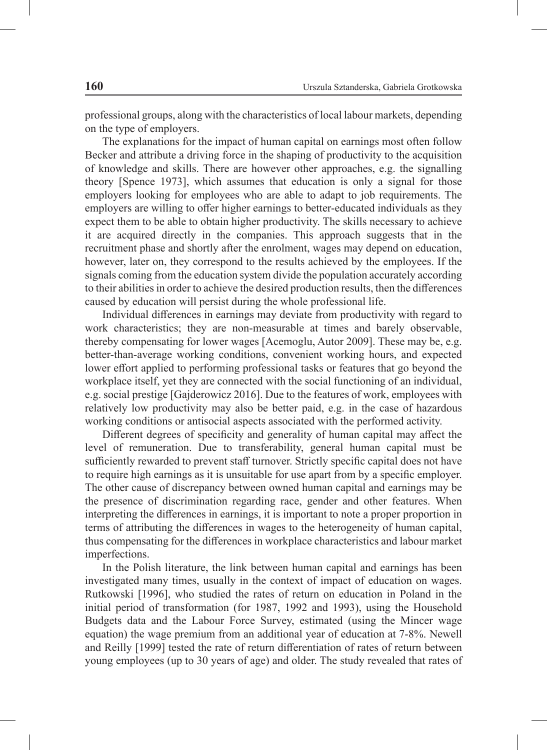professional groups, along with the characteristics of local labour markets, depending on the type of employers.

The explanations for the impact of human capital on earnings most often follow Becker and attribute a driving force in the shaping of productivity to the acquisition of knowledge and skills. There are however other approaches, e.g. the signalling theory [Spence 1973], which assumes that education is only a signal for those employers looking for employees who are able to adapt to job requirements. The employers are willing to offer higher earnings to better-educated individuals as they expect them to be able to obtain higher productivity. The skills necessary to achieve it are acquired directly in the companies. This approach suggests that in the recruitment phase and shortly after the enrolment, wages may depend on education, however, later on, they correspond to the results achieved by the employees. If the signals coming from the education system divide the population accurately according to their abilities in order to achieve the desired production results, then the differences caused by education will persist during the whole professional life.

Individual differences in earnings may deviate from productivity with regard to work characteristics; they are non-measurable at times and barely observable, thereby compensating for lower wages [Acemoglu, Autor 2009]. These may be, e.g. better-than-average working conditions, convenient working hours, and expected lower effort applied to performing professional tasks or features that go beyond the workplace itself, yet they are connected with the social functioning of an individual, e.g. social prestige [Gajderowicz 2016]. Due to the features of work, employees with relatively low productivity may also be better paid, e.g. in the case of hazardous working conditions or antisocial aspects associated with the performed activity.

Different degrees of specificity and generality of human capital may affect the level of remuneration. Due to transferability, general human capital must be sufficiently rewarded to prevent staff turnover. Strictly specific capital does not have to require high earnings as it is unsuitable for use apart from by a specific employer. The other cause of discrepancy between owned human capital and earnings may be the presence of discrimination regarding race, gender and other features. When interpreting the differences in earnings, it is important to note a proper proportion in terms of attributing the differences in wages to the heterogeneity of human capital, thus compensating for the differences in workplace characteristics and labour market imperfections.

In the Polish literature, the link between human capital and earnings has been investigated many times, usually in the context of impact of education on wages. Rutkowski [1996], who studied the rates of return on education in Poland in the initial period of transformation (for 1987, 1992 and 1993), using the Household Budgets data and the Labour Force Survey, estimated (using the Mincer wage equation) the wage premium from an additional year of education at 7-8%. Newell and Reilly [1999] tested the rate of return differentiation of rates of return between young employees (up to 30 years of age) and older. The study revealed that rates of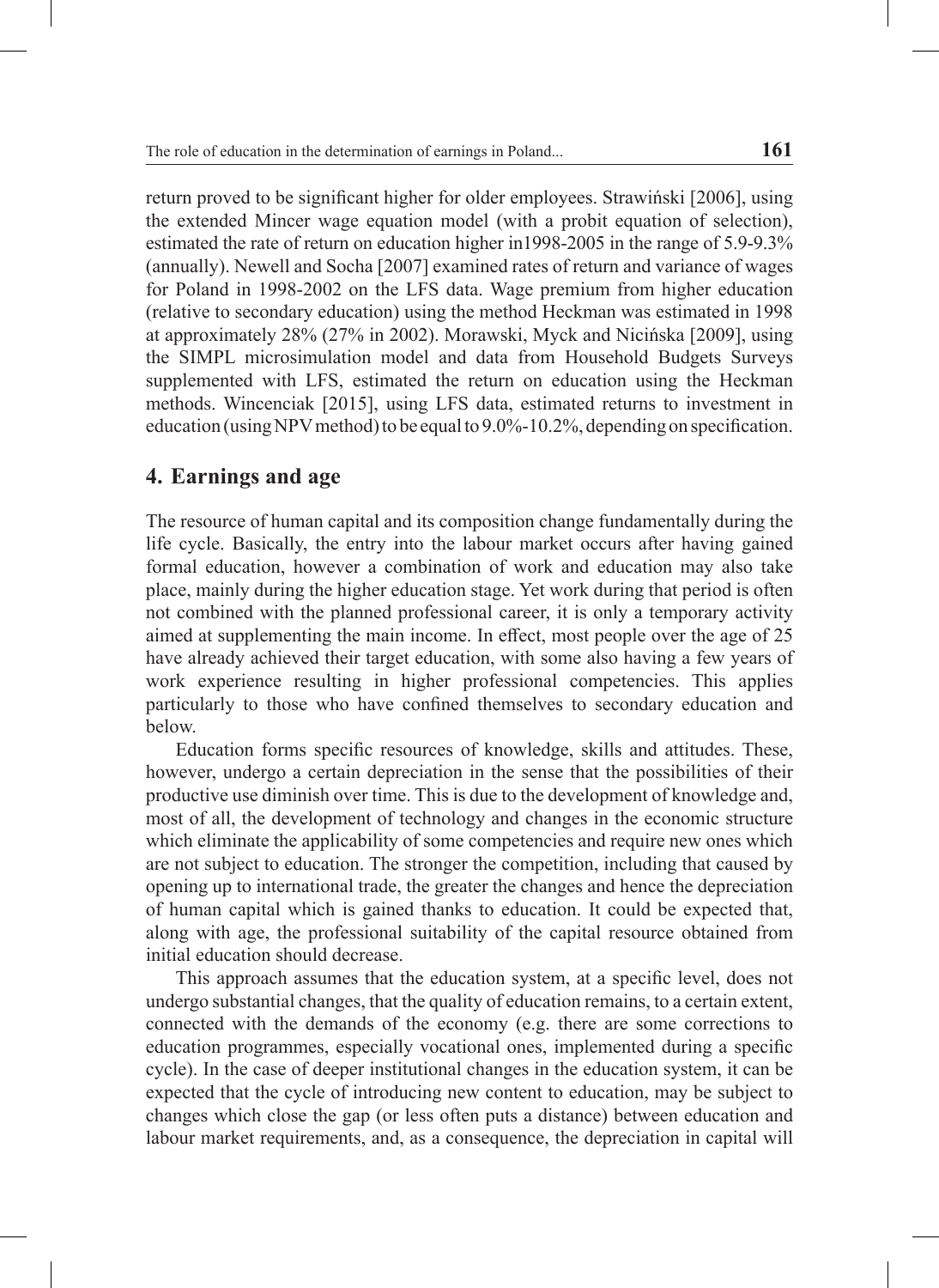return proved to be significant higher for older employees. Strawiński [2006], using the extended Mincer wage equation model (with a probit equation of selection), estimated the rate of return on education higher in1998-2005 in the range of 5.9-9.3% (annually). Newell and Socha [2007] examined rates of return and variance of wages for Poland in 1998-2002 on the LFS data. Wage premium from higher education (relative to secondary education) using the method Heckman was estimated in 1998 at approximately 28% (27% in 2002). Morawski, Myck and Nicińska [2009], using the SIMPL microsimulation model and data from Household Budgets Surveys supplemented with LFS, estimated the return on education using the Heckman methods. Wincenciak [2015], using LFS data, estimated returns to investment in education (using NPV method) to be equal to 9.0%-10.2%, depending on specification.

## 4. Earnings and age

The resource of human capital and its composition change fundamentally during the life cycle. Basically, the entry into the labour market occurs after having gained formal education, however a combination of work and education may also take place, mainly during the higher education stage. Yet work during that period is often not combined with the planned professional career, it is only a temporary activity aimed at supplementing the main income. In effect, most people over the age of 25 have already achieved their target education, with some also having a few years of work experience resulting in higher professional competencies. This applies particularly to those who have confined themselves to secondary education and below.

Education forms specific resources of knowledge, skills and attitudes. These, however, undergo a certain depreciation in the sense that the possibilities of their productive use diminish over time. This is due to the development of knowledge and, most of all, the development of technology and changes in the economic structure which eliminate the applicability of some competencies and require new ones which are not subject to education. The stronger the competition, including that caused by opening up to international trade, the greater the changes and hence the depreciation of human capital which is gained thanks to education. It could be expected that, along with age, the professional suitability of the capital resource obtained from initial education should decrease.

This approach assumes that the education system, at a specific level, does not undergo substantial changes, that the quality of education remains, to a certain extent, connected with the demands of the economy (e.g. there are some corrections to education programmes, especially vocational ones, implemented during a specific cycle). In the case of deeper institutional changes in the education system, it can be expected that the cycle of introducing new content to education, may be subject to changes which close the gap (or less often puts a distance) between education and labour market requirements, and, as a consequence, the depreciation in capital will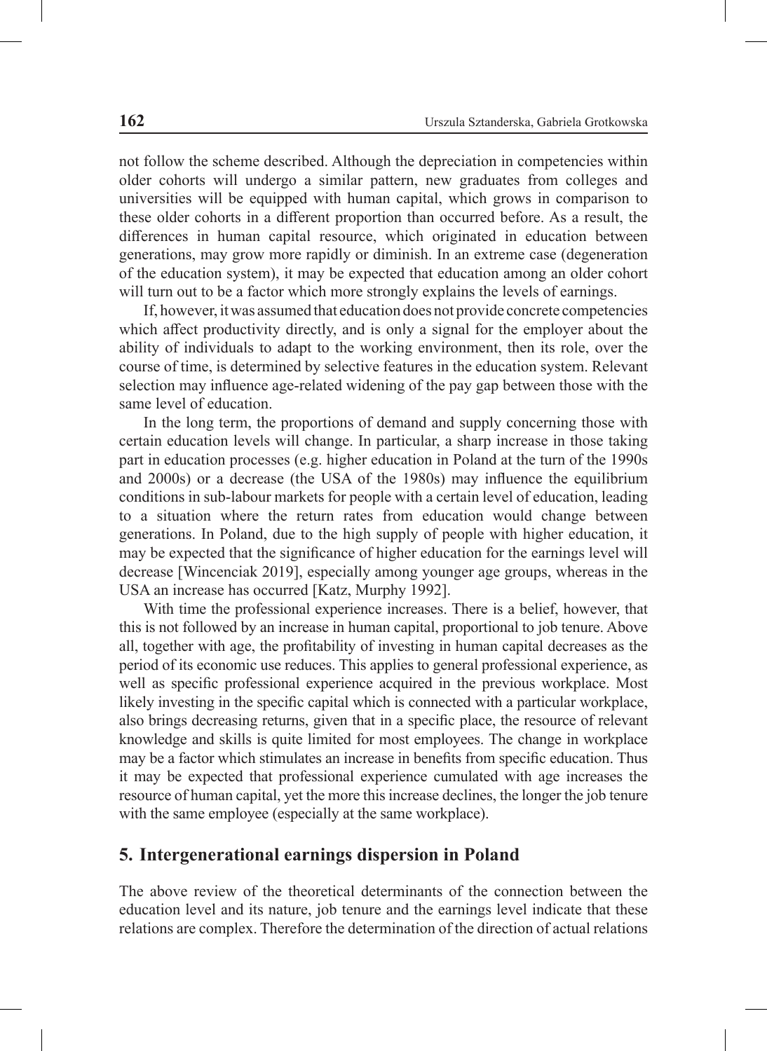not follow the scheme described. Although the depreciation in competencies within older cohorts will undergo a similar pattern, new graduates from colleges and universities will be equipped with human capital, which grows in comparison to these older cohorts in a different proportion than occurred before. As a result, the differences in human capital resource, which originated in education between generations, may grow more rapidly or diminish. In an extreme case (degeneration of the education system), it may be expected that education among an older cohort will turn out to be a factor which more strongly explains the levels of earnings.

If, however, it was assumed that education does not provide concrete competencies which affect productivity directly, and is only a signal for the employer about the ability of individuals to adapt to the working environment, then its role, over the course of time, is determined by selective features in the education system. Relevant selection may influence age-related widening of the pay gap between those with the same level of education.

In the long term, the proportions of demand and supply concerning those with certain education levels will change. In particular, a sharp increase in those taking part in education processes (e.g. higher education in Poland at the turn of the 1990s and 2000s) or a decrease (the USA of the 1980s) may influence the equilibrium conditions in sub-labour markets for people with a certain level of education, leading to a situation where the return rates from education would change between generations. In Poland, due to the high supply of people with higher education, it may be expected that the significance of higher education for the earnings level will decrease [Wincenciak 2019], especially among younger age groups, whereas in the USA an increase has occurred [Katz, Murphy 1992].

With time the professional experience increases. There is a belief, however, that this is not followed by an increase in human capital, proportional to job tenure. Above all, together with age, the profitability of investing in human capital decreases as the period of its economic use reduces. This applies to general professional experience, as well as specific professional experience acquired in the previous workplace. Most likely investing in the specific capital which is connected with a particular workplace, also brings decreasing returns, given that in a specific place, the resource of relevant knowledge and skills is quite limited for most employees. The change in workplace may be a factor which stimulates an increase in benefits from specific education. Thus it may be expected that professional experience cumulated with age increases the resource of human capital, yet the more this increase declines, the longer the job tenure with the same employee (especially at the same workplace).

## 5. Intergenerational earnings dispersion in Poland

The above review of the theoretical determinants of the connection between the education level and its nature, job tenure and the earnings level indicate that these relations are complex. Therefore the determination of the direction of actual relations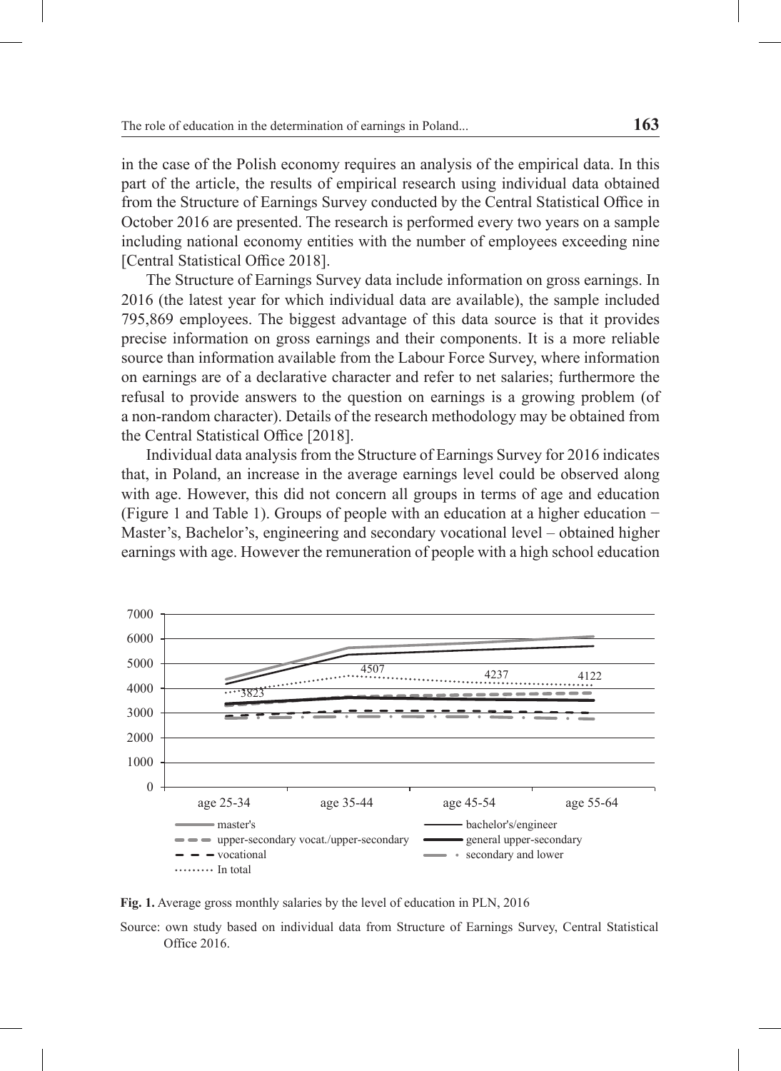in the case of the Polish economy requires an analysis of the empirical data. In this part of the article, the results of empirical research using individual data obtained from the Structure of Earnings Survey conducted by the Central Statistical Office in October 2016 are presented. The research is performed every two years on a sample including national economy entities with the number of employees exceeding nine [Central Statistical Office 2018].

The Structure of Earnings Survey data include information on gross earnings. In 2016 (the latest year for which individual data are available), the sample included 795,869 employees. The biggest advantage of this data source is that it provides precise information on gross earnings and their components. It is a more reliable source than information available from the Labour Force Survey, where information on earnings are of a declarative character and refer to net salaries; furthermore the refusal to provide answers to the question on earnings is a growing problem (of a non-random character). Details of the research methodology may be obtained from the Central Statistical Office [2018].

Individual data analysis from the Structure of Earnings Survey for 2016 indicates that, in Poland, an increase in the average earnings level could be observed along with age. However, this did not concern all groups in terms of age and education (Figure 1 and Table 1). Groups of people with an education at a higher education − Master's, Bachelor's, engineering and secondary vocational level – obtained higher earnings with age. However the remuneration of people with a high school education

**Fig. 1.** Average gross monthly salaries by the level of education in PLN, 2016

Source: own study based on individual data from Structure of Earnings Survey, Central Statistical Office 2016.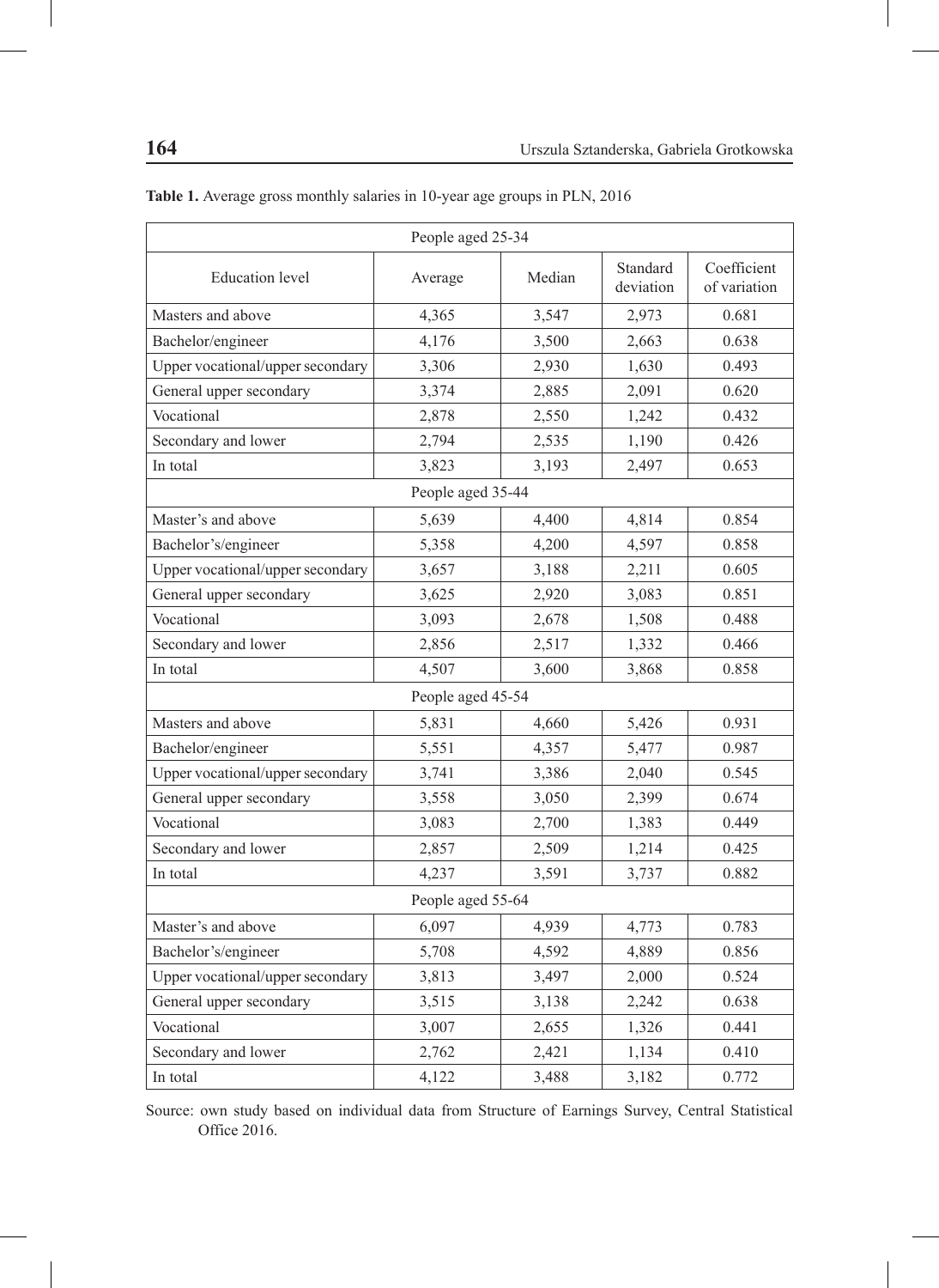**Table 1.** Average gross monthly salaries in 10-year age groups in PLN, 2016

| Education level | Average | Median | Standard deviation | Coefficient of variation |
|---|---|---|---|---|
| People aged 25-34 | | | | |
| Masters and above | 4,365 | 3,547 | 2,973 | 0.681 |
| Bachelor/engineer | 4,176 | 3,500 | 2,663 | 0.638 |
| Upper vocational/upper secondary | 3,306 | 2,930 | 1,630 | 0.493 |
| General upper secondary | 3,374 | 2,885 | 2,091 | 0.620 |
| Vocational | 2,878 | 2,550 | 1,242 | 0.432 |
| Secondary and lower | 2,794 | 2,535 | 1,190 | 0.426 |
| In total | 3,823 | 3,193 | 2,497 | 0.653 |
| People aged 35-44 | | | | |
| Master's and above | 5,639 | 4,400 | 4,814 | 0.854 |
| Bachelor's/engineer | 5,358 | 4,200 | 4,597 | 0.858 |
| Upper vocational/upper secondary | 3,657 | 3,188 | 2,211 | 0.605 |
| General upper secondary | 3,625 | 2,920 | 3,083 | 0.851 |
| Vocational | 3,093 | 2,678 | 1,508 | 0.488 |
| Secondary and lower | 2,856 | 2,517 | 1,332 | 0.466 |
| In total | 4,507 | 3,600 | 3,868 | 0.858 |
| People aged 45-54 | | | | |
| Masters and above | 5,831 | 4,660 | 5,426 | 0.931 |
| Bachelor/engineer | 5,551 | 4,357 | 5,477 | 0.987 |
| Upper vocational/upper secondary | 3,741 | 3,386 | 2,040 | 0.545 |
| General upper secondary | 3,558 | 3,050 | 2,399 | 0.674 |
| Vocational | 3,083 | 2,700 | 1,383 | 0.449 |
| Secondary and lower | 2,857 | 2,509 | 1,214 | 0.425 |
| In total | 4,237 | 3,591 | 3,737 | 0.882 |
| People aged 55-64 | | | | |
| Master's and above | 6,097 | 4,939 | 4,773 | 0.783 |
| Bachelor's/engineer | 5,708 | 4,592 | 4,889 | 0.856 |
| Upper vocational/upper secondary | 3,813 | 3,497 | 2,000 | 0.524 |
| General upper secondary | 3,515 | 3,138 | 2,242 | 0.638 |
| Vocational | 3,007 | 2,655 | 1,326 | 0.441 |
| Secondary and lower | 2,762 | 2,421 | 1,134 | 0.410 |
| In total | 4,122 | 3,488 | 3,182 | 0.772 |

Source: own study based on individual data from Structure of Earnings Survey, Central Statistical Office 2016.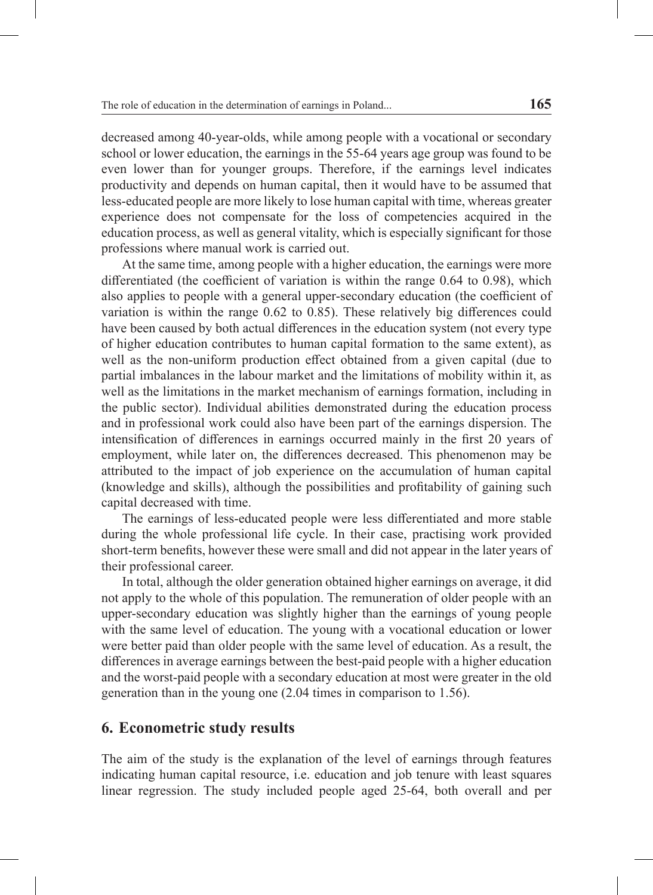decreased among 40-year-olds, while among people with a vocational or secondary school or lower education, the earnings in the 55-64 years age group was found to be even lower than for younger groups. Therefore, if the earnings level indicates productivity and depends on human capital, then it would have to be assumed that less-educated people are more likely to lose human capital with time, whereas greater experience does not compensate for the loss of competencies acquired in the education process, as well as general vitality, which is especially significant for those professions where manual work is carried out.

At the same time, among people with a higher education, the earnings were more differentiated (the coefficient of variation is within the range 0.64 to 0.98), which also applies to people with a general upper-secondary education (the coefficient of variation is within the range 0.62 to 0.85). These relatively big differences could have been caused by both actual differences in the education system (not every type of higher education contributes to human capital formation to the same extent), as well as the non-uniform production effect obtained from a given capital (due to partial imbalances in the labour market and the limitations of mobility within it, as well as the limitations in the market mechanism of earnings formation, including in the public sector). Individual abilities demonstrated during the education process and in professional work could also have been part of the earnings dispersion. The intensification of differences in earnings occurred mainly in the first 20 years of employment, while later on, the differences decreased. This phenomenon may be attributed to the impact of job experience on the accumulation of human capital (knowledge and skills), although the possibilities and profitability of gaining such capital decreased with time.

The earnings of less-educated people were less differentiated and more stable during the whole professional life cycle. In their case, practising work provided short-term benefits, however these were small and did not appear in the later years of their professional career.

In total, although the older generation obtained higher earnings on average, it did not apply to the whole of this population. The remuneration of older people with an upper-secondary education was slightly higher than the earnings of young people with the same level of education. The young with a vocational education or lower were better paid than older people with the same level of education. As a result, the differences in average earnings between the best-paid people with a higher education and the worst-paid people with a secondary education at most were greater in the old generation than in the young one (2.04 times in comparison to 1.56).

## 6. Econometric study results

The aim of the study is the explanation of the level of earnings through features indicating human capital resource, i.e. education and job tenure with least squares linear regression. The study included people aged 25-64, both overall and per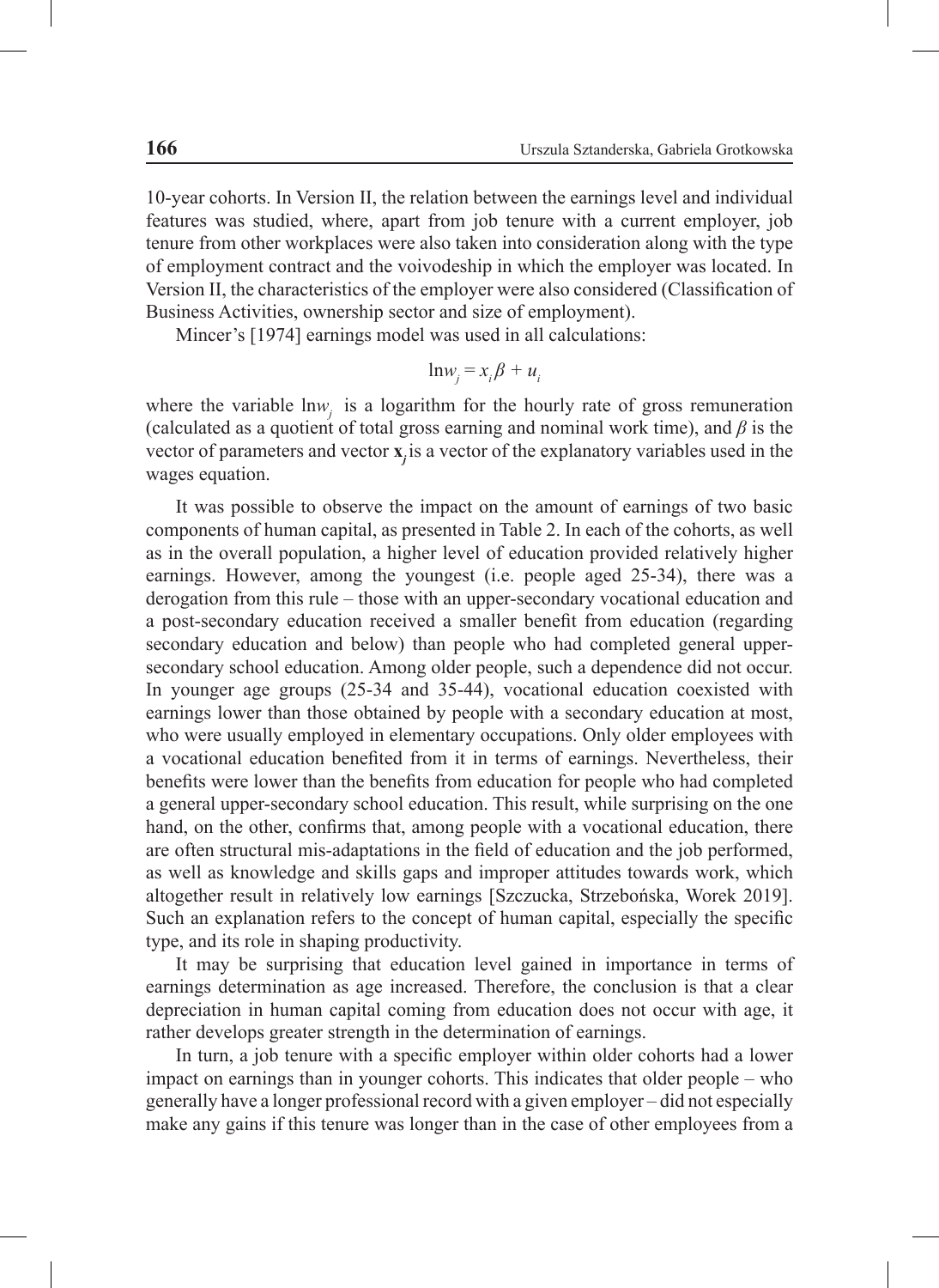10-year cohorts. In Version II, the relation between the earnings level and individual features was studied, where, apart from job tenure with a current employer, job tenure from other workplaces were also taken into consideration along with the type of employment contract and the voivodeship in which the employer was located. In Version II, the characteristics of the employer were also considered (Classification of Business Activities, ownership sector and size of employment).

Mincer's [1974] earnings model was used in all calculations:

$$\ln w_j = x_i \beta + u_i$$

where the variable $\ln w_j$ is a logarithm for the hourly rate of gross remuneration (calculated as a quotient of total gross earning and nominal work time), and $\beta$ is the vector of parameters and vector $\mathbf{x}_j$ is a vector of the explanatory variables used in the wages equation.

It was possible to observe the impact on the amount of earnings of two basic components of human capital, as presented in Table 2. In each of the cohorts, as well as in the overall population, a higher level of education provided relatively higher earnings. However, among the youngest (i.e. people aged 25-34), there was a derogation from this rule – those with an upper-secondary vocational education and a post-secondary education received a smaller benefit from education (regarding secondary education and below) than people who had completed general upper-secondary school education. Among older people, such a dependence did not occur. In younger age groups (25-34 and 35-44), vocational education coexisted with earnings lower than those obtained by people with a secondary education at most, who were usually employed in elementary occupations. Only older employees with a vocational education benefited from it in terms of earnings. Nevertheless, their benefits were lower than the benefits from education for people who had completed a general upper-secondary school education. This result, while surprising on the one hand, on the other, confirms that, among people with a vocational education, there are often structural mis-adaptations in the field of education and the job performed, as well as knowledge and skills gaps and improper attitudes towards work, which altogether result in relatively low earnings [Szczucka, Strzebońska, Worek 2019]. Such an explanation refers to the concept of human capital, especially the specific type, and its role in shaping productivity.

It may be surprising that education level gained in importance in terms of earnings determination as age increased. Therefore, the conclusion is that a clear depreciation in human capital coming from education does not occur with age, it rather develops greater strength in the determination of earnings.

In turn, a job tenure with a specific employer within older cohorts had a lower impact on earnings than in younger cohorts. This indicates that older people – who generally have a longer professional record with a given employer – did not especially make any gains if this tenure was longer than in the case of other employees from a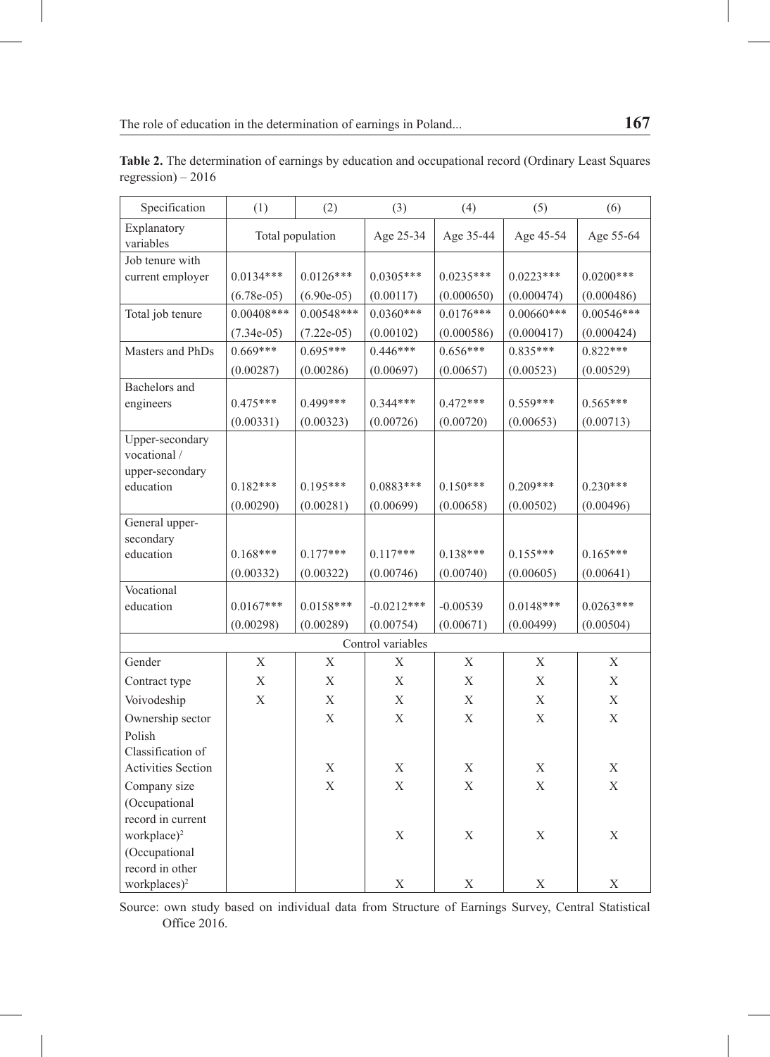**Table 2.** The determination of earnings by education and occupational record (Ordinary Least Squares regression) – 2016

| Specification | (1) | (2) | (3) | (4) | (5) | (6) |
|---|---|---|---|---|---|---|
| Explanatory variables | Total population | | Age 25-34 | Age 35-44 | Age 45-54 | Age 55-64 |
| Job tenure with current employer | 0.0134*** | 0.0126*** | 0.0305*** | 0.0235*** | 0.0223*** | 0.0200*** |
| | (6.78e-05) | (6.90e-05) | (0.00117) | (0.000650) | (0.000474) | (0.000486) |
| Total job tenure | 0.00408*** | 0.00548*** | 0.0360*** | 0.0176*** | 0.00660*** | 0.00546*** |
| | (7.34e-05) | (7.22e-05) | (0.00102) | (0.000586) | (0.000417) | (0.000424) |
| Masters and PhDs | 0.669*** | 0.695*** | 0.446*** | 0.656*** | 0.835*** | 0.822*** |
| | (0.00287) | (0.00286) | (0.00697) | (0.00657) | (0.00523) | (0.00529) |
| Bachelors and engineers | 0.475*** | 0.499*** | 0.344*** | 0.472*** | 0.559*** | 0.565*** |
| | (0.00331) | (0.00323) | (0.00726) | (0.00720) | (0.00653) | (0.00713) |
| Upper-secondary vocational / upper-secondary education | 0.182*** | 0.195*** | 0.0883*** | 0.150*** | 0.209*** | 0.230*** |
| | (0.00290) | (0.00281) | (0.00699) | (0.00658) | (0.00502) | (0.00496) |
| General upper-secondary education | 0.168*** | 0.177*** | 0.117*** | 0.138*** | 0.155*** | 0.165*** |
| | (0.00332) | (0.00322) | (0.00746) | (0.00740) | (0.00605) | (0.00641) |
| Vocational education | 0.0167*** | 0.0158*** | -0.0212*** | -0.00539 | 0.0148*** | 0.0263*** |
| | (0.00298) | (0.00289) | (0.00754) | (0.00671) | (0.00499) | (0.00504) |
| Control variables | | | | | | |
| Gender | X | X | X | X | X | X |
| Contract type | X | X | X | X | X | X |
| Voivodeship | X | X | X | X | X | X |
| Ownership sector | | X | X | X | X | X |
| Polish Classification of Activities Section | | X | X | X | X | X |
| Company size | | X | X | X | X | X |
| $(\text{Occupational record in current workplace})^2$ | | | X | X | X | X |
| $(\text{Occupational record in other workplaces})^2$ | | | X | X | X | X |

Source: own study based on individual data from Structure of Earnings Survey, Central Statistical Office 2016.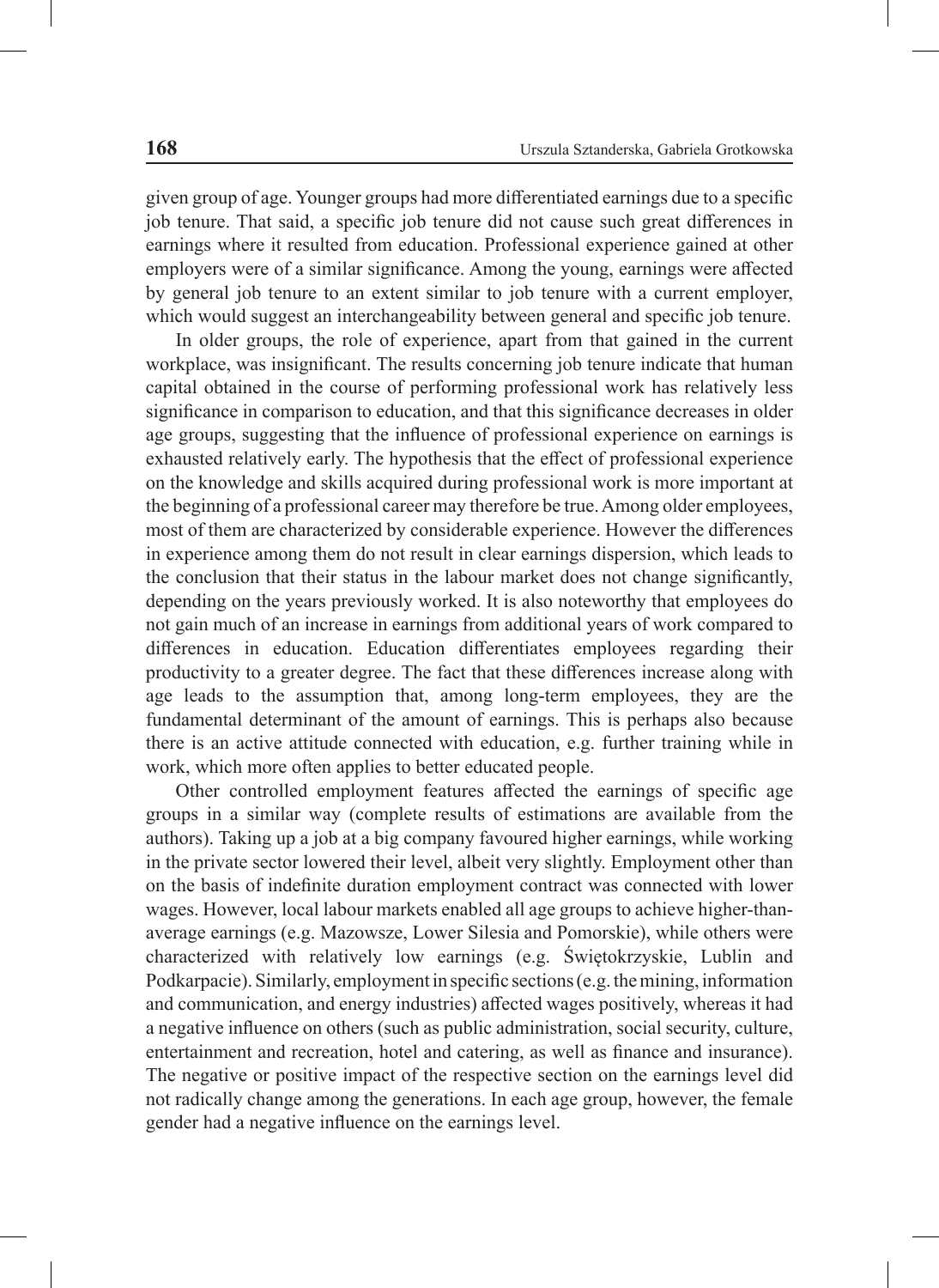given group of age. Younger groups had more differentiated earnings due to a specific job tenure. That said, a specific job tenure did not cause such great differences in earnings where it resulted from education. Professional experience gained at other employers were of a similar significance. Among the young, earnings were affected by general job tenure to an extent similar to job tenure with a current employer, which would suggest an interchangeability between general and specific job tenure.

In older groups, the role of experience, apart from that gained in the current workplace, was insignificant. The results concerning job tenure indicate that human capital obtained in the course of performing professional work has relatively less significance in comparison to education, and that this significance decreases in older age groups, suggesting that the influence of professional experience on earnings is exhausted relatively early. The hypothesis that the effect of professional experience on the knowledge and skills acquired during professional work is more important at the beginning of a professional career may therefore be true. Among older employees, most of them are characterized by considerable experience. However the differences in experience among them do not result in clear earnings dispersion, which leads to the conclusion that their status in the labour market does not change significantly, depending on the years previously worked. It is also noteworthy that employees do not gain much of an increase in earnings from additional years of work compared to differences in education. Education differentiates employees regarding their productivity to a greater degree. The fact that these differences increase along with age leads to the assumption that, among long-term employees, they are the fundamental determinant of the amount of earnings. This is perhaps also because there is an active attitude connected with education, e.g. further training while in work, which more often applies to better educated people.

Other controlled employment features affected the earnings of specific age groups in a similar way (complete results of estimations are available from the authors). Taking up a job at a big company favoured higher earnings, while working in the private sector lowered their level, albeit very slightly. Employment other than on the basis of indefinite duration employment contract was connected with lower wages. However, local labour markets enabled all age groups to achieve higher-than-average earnings (e.g. Mazowsze, Lower Silesia and Pomorskie), while others were characterized with relatively low earnings (e.g. Świętokrzyskie, Lublin and Podkarpacie). Similarly, employment in specific sections (e.g. the mining, information and communication, and energy industries) affected wages positively, whereas it had a negative influence on others (such as public administration, social security, culture, entertainment and recreation, hotel and catering, as well as finance and insurance). The negative or positive impact of the respective section on the earnings level did not radically change among the generations. In each age group, however, the female gender had a negative influence on the earnings level.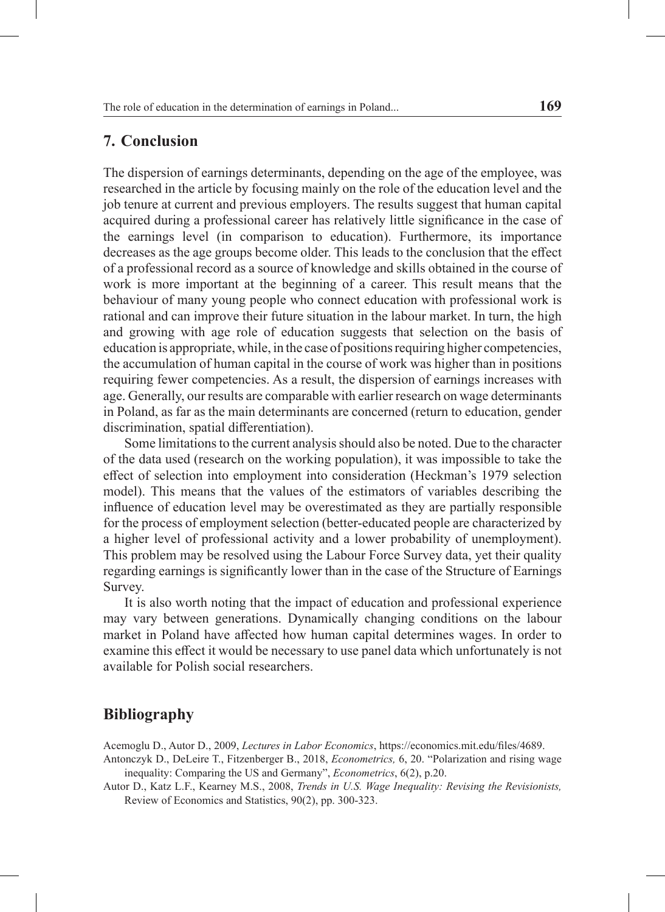## 7. Conclusion

The dispersion of earnings determinants, depending on the age of the employee, was researched in the article by focusing mainly on the role of the education level and the job tenure at current and previous employers. The results suggest that human capital acquired during a professional career has relatively little significance in the case of the earnings level (in comparison to education). Furthermore, its importance decreases as the age groups become older. This leads to the conclusion that the effect of a professional record as a source of knowledge and skills obtained in the course of work is more important at the beginning of a career. This result means that the behaviour of many young people who connect education with professional work is rational and can improve their future situation in the labour market. In turn, the high and growing with age role of education suggests that selection on the basis of education is appropriate, while, in the case of positions requiring higher competencies, the accumulation of human capital in the course of work was higher than in positions requiring fewer competencies. As a result, the dispersion of earnings increases with age. Generally, our results are comparable with earlier research on wage determinants in Poland, as far as the main determinants are concerned (return to education, gender discrimination, spatial differentiation).

Some limitations to the current analysis should also be noted. Due to the character of the data used (research on the working population), it was impossible to take the effect of selection into employment into consideration (Heckman's 1979 selection model). This means that the values of the estimators of variables describing the influence of education level may be overestimated as they are partially responsible for the process of employment selection (better-educated people are characterized by a higher level of professional activity and a lower probability of unemployment). This problem may be resolved using the Labour Force Survey data, yet their quality regarding earnings is significantly lower than in the case of the Structure of Earnings Survey.

It is also worth noting that the impact of education and professional experience may vary between generations. Dynamically changing conditions on the labour market in Poland have affected how human capital determines wages. In order to examine this effect it would be necessary to use panel data which unfortunately is not available for Polish social researchers.

## Bibliography

Acemoglu D., Autor D., 2009, *Lectures in Labor Economics*, https://economics.mit.edu/files/4689.

Antonczyk D., DeLeire T., Fitzenberger B., 2018, *Econometrics,* 6, 20. "Polarization and rising wage inequality: Comparing the US and Germany", *Econometrics*, 6(2), p.20.

Autor D., Katz L.F., Kearney M.S., 2008, *Trends in U.S. Wage Inequality: Revising the Revisionists,* Review of Economics and Statistics, 90(2), pp. 300-323.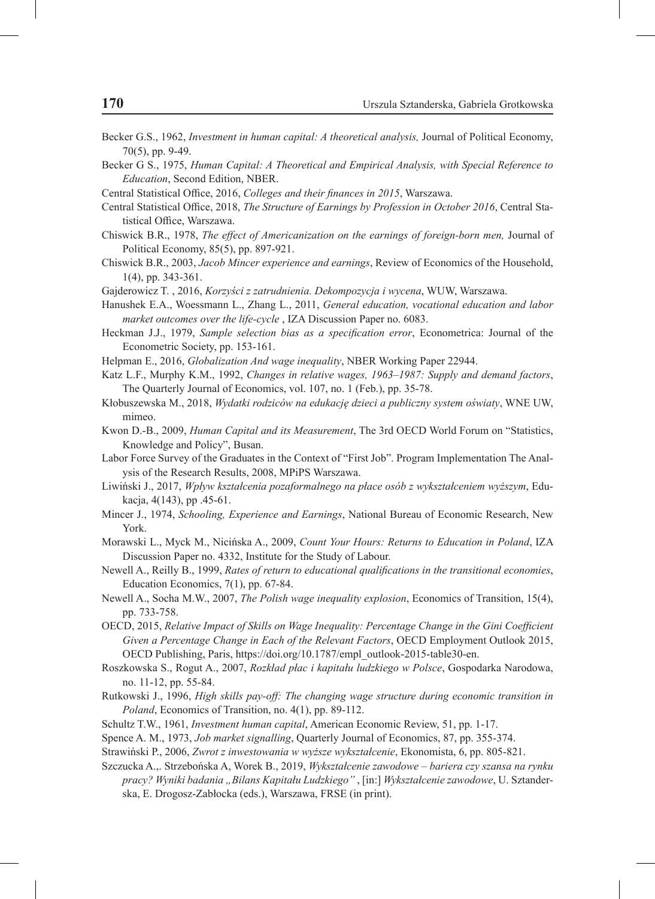Becker G.S., 1962, *Investment in human capital: A theoretical analysis,* Journal of Political Economy, 70(5), pp. 9-49.

Becker G S., 1975, *Human Capital: A Theoretical and Empirical Analysis, with Special Reference to Education*, Second Edition, NBER.

Central Statistical Office, 2016, *Colleges and their finances in 2015*, Warszawa.

Central Statistical Office, 2018, *The Structure of Earnings by Profession in October 2016*, Central Statistical Office, Warszawa.

Chiswick B.R., 1978, *The effect of Americanization on the earnings of foreign-born men,* Journal of Political Economy, 85(5), pp. 897-921.

Chiswick B.R., 2003, *Jacob Mincer experience and earnings*, Review of Economics of the Household, 1(4), pp. 343-361.

Gajderowicz T. , 2016, *Korzyści z zatrudnienia. Dekompozycja i wycena*, WUW, Warszawa.

Hanushek E.A., Woessmann L., Zhang L., 2011, *General education, vocational education and labor market outcomes over the life-cycle* , IZA Discussion Paper no. 6083.

Heckman J.J., 1979, *Sample selection bias as a specification error*, Econometrica: Journal of the Econometric Society, pp. 153-161.

Helpman E., 2016, *Globalization And wage inequality*, NBER Working Paper 22944.

Katz L.F., Murphy K.M., 1992, *Changes in relative wages, 1963–1987: Supply and demand factors*, The Quarterly Journal of Economics, vol. 107, no. 1 (Feb.), pp. 35-78.

Kłobuszewska M., 2018, *Wydatki rodziców na edukację dzieci a publiczny system oświaty*, WNE UW, mimeo.

Kwon D.-B., 2009, *Human Capital and its Measurement*, The 3rd OECD World Forum on "Statistics, Knowledge and Policy", Busan.

Labor Force Survey of the Graduates in the Context of "First Job". Program Implementation The Analysis of the Research Results, 2008, MPiPS Warszawa.

Liwiński J., 2017, *Wpływ kształcenia pozaformalnego na płace osób z wykształceniem wyższym*, Edukacja, 4(143), pp .45-61.

Mincer J., 1974, *Schooling, Experience and Earnings*, National Bureau of Economic Research, New York.

Morawski L., Myck M., Nicińska A., 2009, *Count Your Hours: Returns to Education in Poland*, IZA Discussion Paper no. 4332, Institute for the Study of Labour.

Newell A., Reilly B., 1999, *Rates of return to educational qualifications in the transitional economies*, Education Economics, 7(1), pp. 67-84.

Newell A., Socha M.W., 2007, *The Polish wage inequality explosion*, Economics of Transition, 15(4), pp. 733-758.

OECD, 2015, *Relative Impact of Skills on Wage Inequality: Percentage Change in the Gini Coefficient Given a Percentage Change in Each of the Relevant Factors*, OECD Employment Outlook 2015, OECD Publishing, Paris, https://doi.org/10.1787/empl_outlook-2015-table30-en.

Roszkowska S., Rogut A., 2007, *Rozkład płac i kapitału ludzkiego w Polsce*, Gospodarka Narodowa, no. 11-12, pp. 55-84.

Rutkowski J., 1996, *High skills pay-off: The changing wage structure during economic transition in Poland*, Economics of Transition, no. 4(1), pp. 89-112.

Schultz T.W., 1961, *Investment human capital*, American Economic Review, 51, pp. 1-17.

Spence A. M., 1973, *Job market signalling*, Quarterly Journal of Economics, 87, pp. 355-374.

Strawiński P., 2006, *Zwrot z inwestowania w wyższe wykształcenie*, Ekonomista, 6, pp. 805-821.

Szczucka A.,. Strzebońska A, Worek B., 2019, *Wykształcenie zawodowe – bariera czy szansa na rynku pracy? Wyniki badania „Bilans Kapitału Ludzkiego"* , [in:] *Wykształcenie zawodowe*, U. Sztanderska, E. Drogosz-Zabłocka (eds.), Warszawa, FRSE (in print).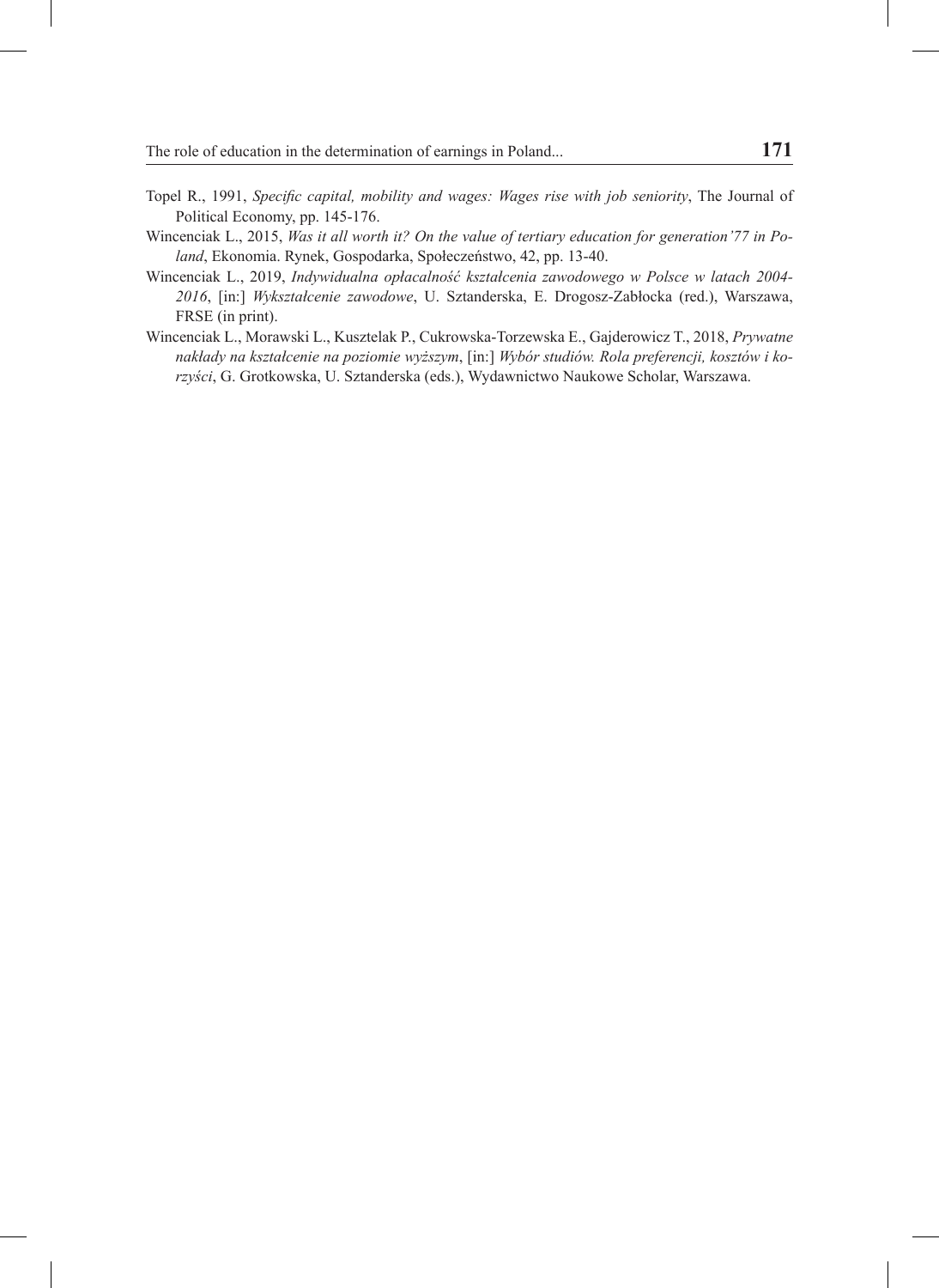Topel R., 1991, *Specific capital, mobility and wages: Wages rise with job seniority*, The Journal of Political Economy, pp. 145-176.

Wincenciak L., 2015, *Was it all worth it? On the value of tertiary education for generation'77 in Poland*, Ekonomia. Rynek, Gospodarka, Społeczeństwo, 42, pp. 13-40.

Wincenciak L., 2019, *Indywidualna opłacalność kształcenia zawodowego w Polsce w latach 2004-2016*, [in:] *Wykształcenie zawodowe*, U. Sztanderska, E. Drogosz-Zabłocka (red.), Warszawa, FRSE (in print).

Wincenciak L., Morawski L., Kusztelak P., Cukrowska-Torzewska E., Gajderowicz T., 2018, *Prywatne nakłady na kształcenie na poziomie wyższym*, [in:] *Wybór studiów. Rola preferencji, kosztów i korzyści*, G. Grotkowska, U. Sztanderska (eds.), Wydawnictwo Naukowe Scholar, Warszawa.